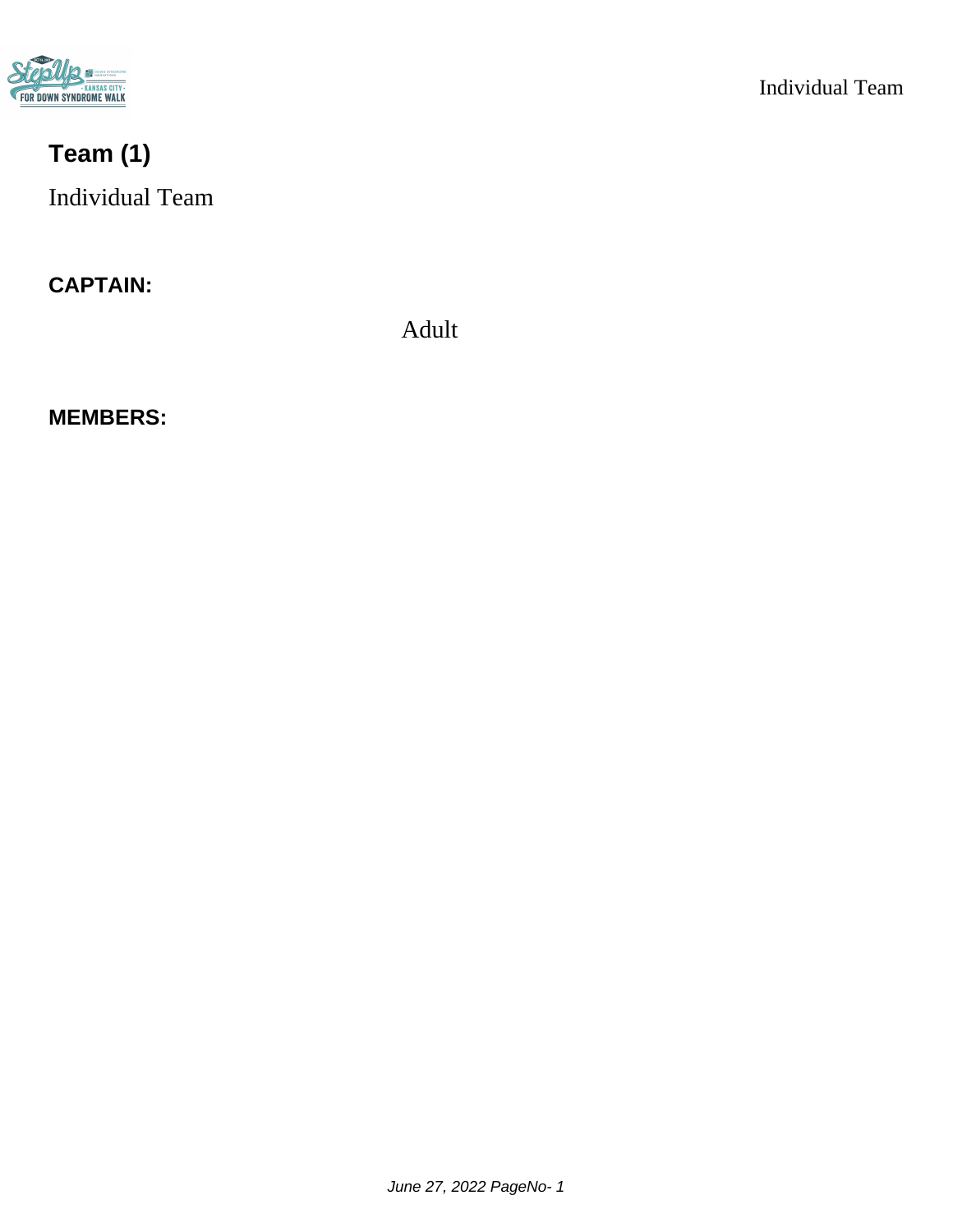## Team (1)

Individual Team

**CAPTAIN:**

Adult

**MEMBERS:**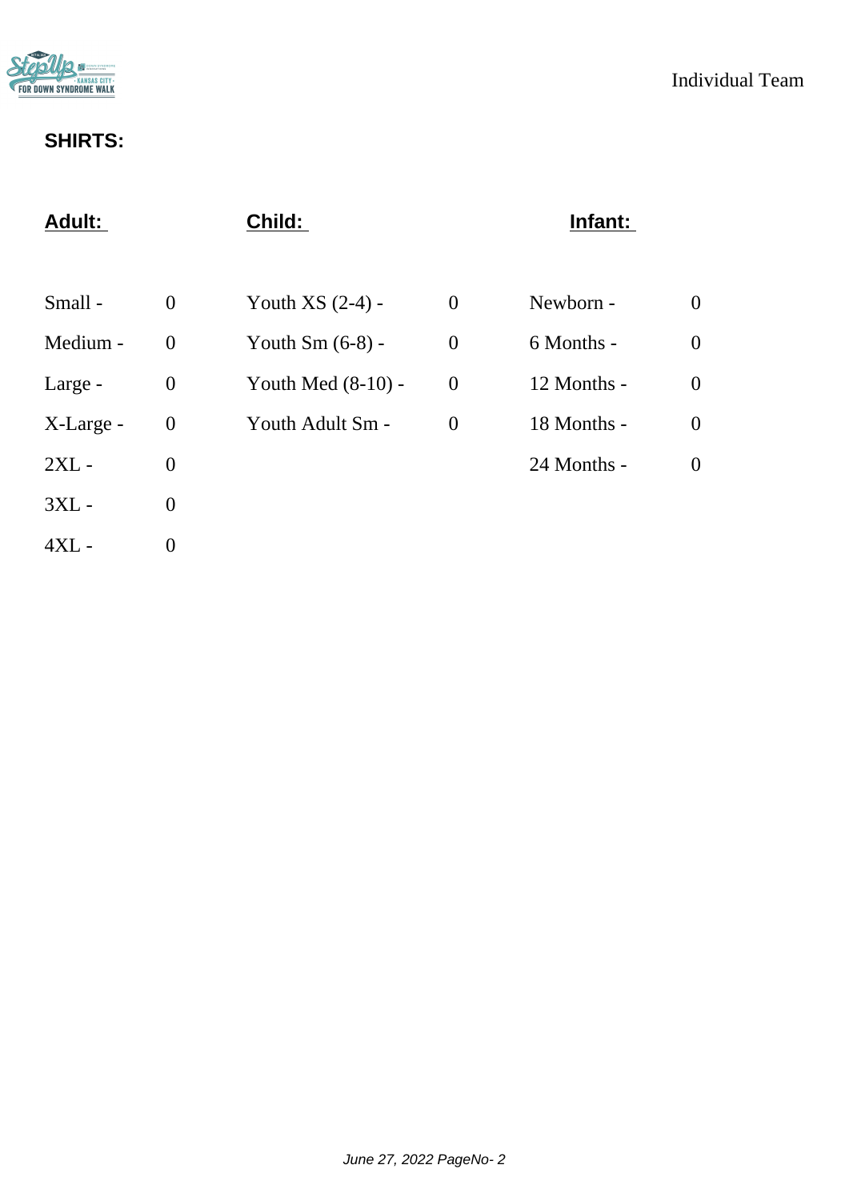Individual Team

## SHIRTS:

| Adult: | | Child: | | Infant: | |
|---|---|---|---|---|---|
| Small - | 0 | Youth XS (2-4) - | 0 | Newborn - | 0 |
| Medium - | 0 | Youth Sm (6-8) - | 0 | 6 Months - | 0 |
| Large - | 0 | Youth Med (8-10) - | 0 | 12 Months - | 0 |
| X-Large - | 0 | Youth Adult Sm - | 0 | 18 Months - | 0 |
| 2XL - | 0 | | | 24 Months - | 0 |
| 3XL - | 0 | | | | |
| 4XL - | 0 | | | | |

*June 27, 2022*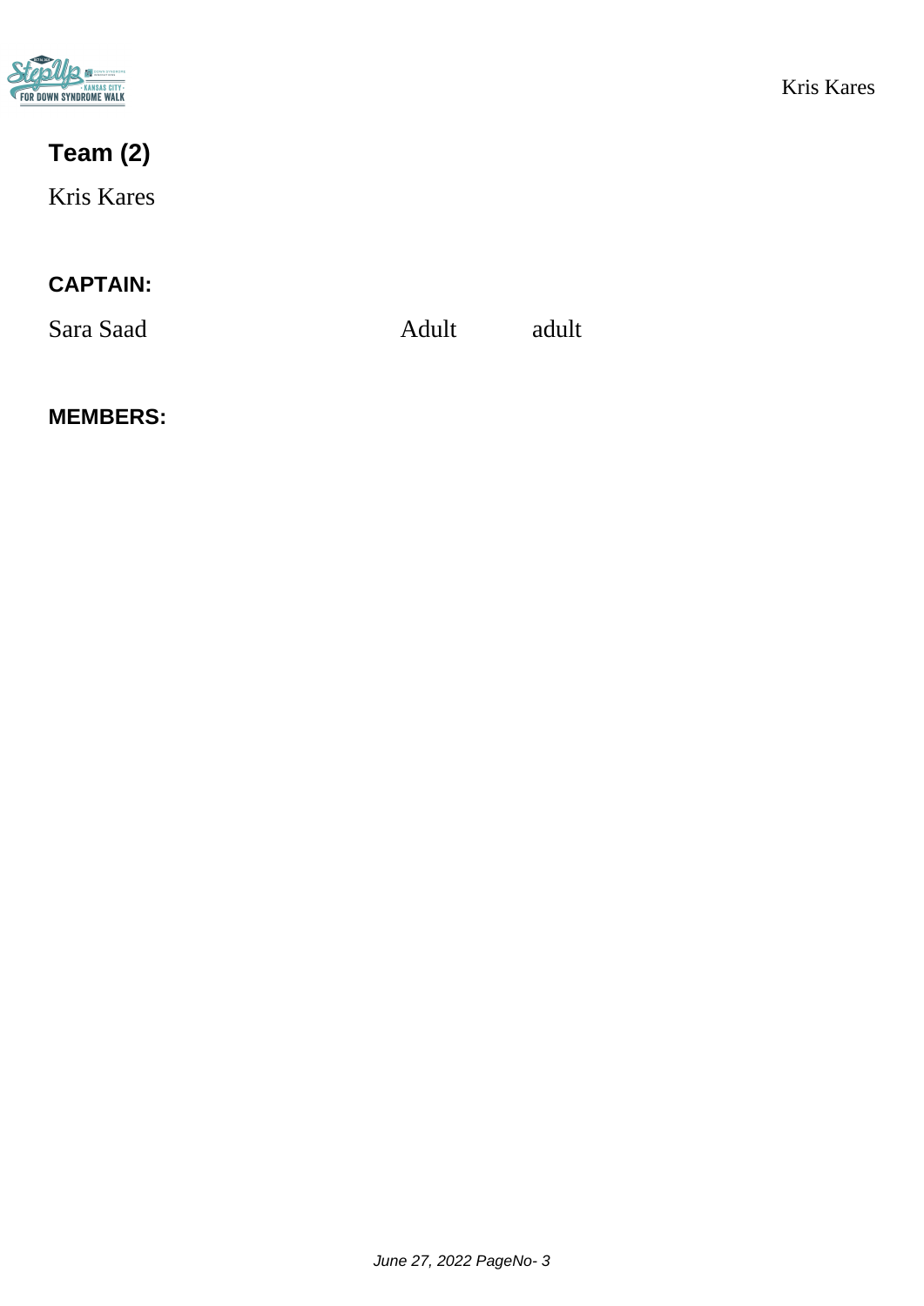## Team (2)

Kris Kares

### CAPTAIN:

| | | |
|---|---|---|
| Sara Saad | Adult | adult |

### MEMBERS: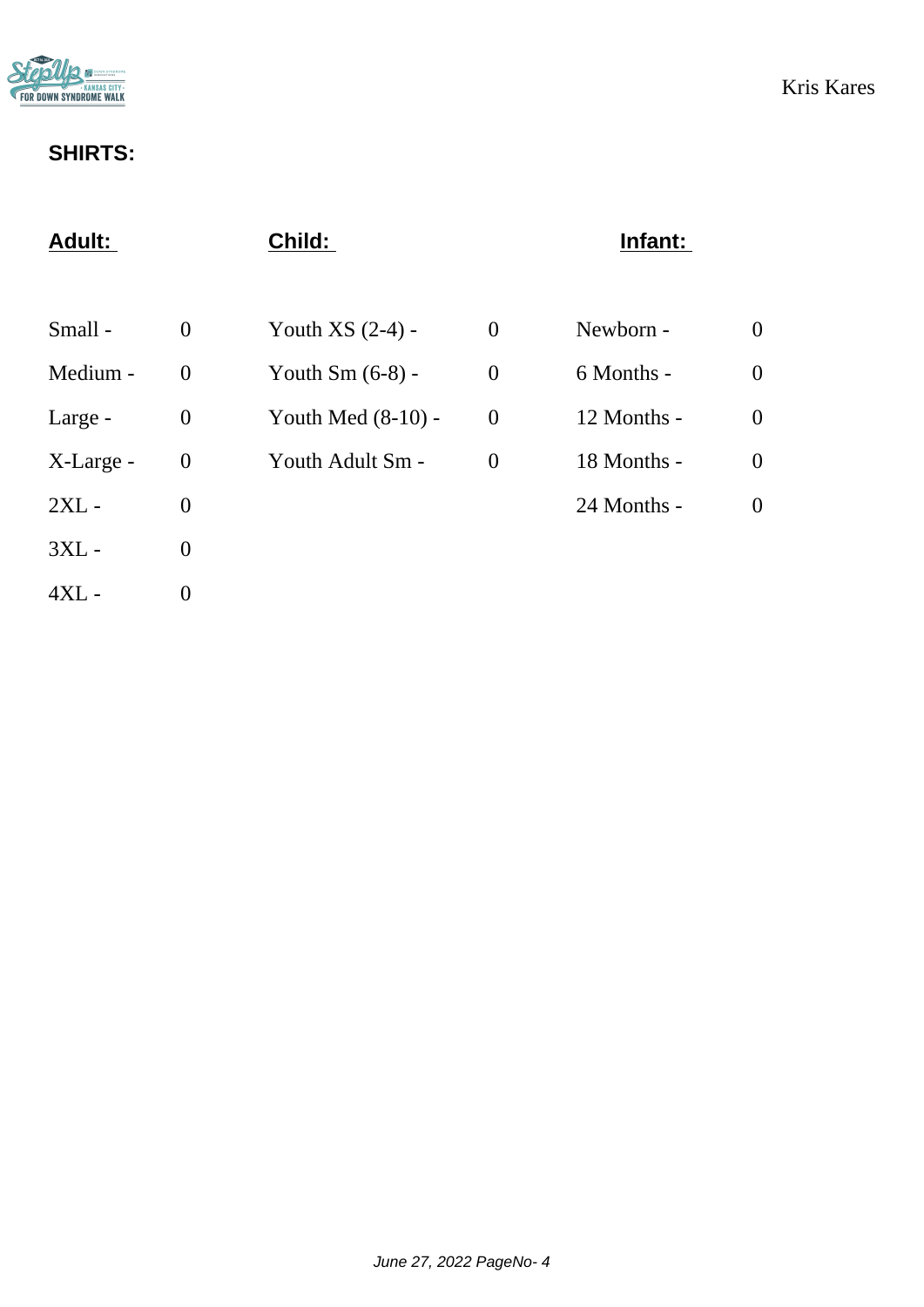## SHIRTS:

| Adult: | | Child: | | Infant: | |
|---|---|---|---|---|---|
| Small - | 0 | Youth XS (2-4) - | 0 | Newborn - | 0 |
| Medium - | 0 | Youth Sm (6-8) - | 0 | 6 Months - | 0 |
| Large - | 0 | Youth Med (8-10) - | 0 | 12 Months - | 0 |
| X-Large - | 0 | Youth Adult Sm - | 0 | 18 Months - | 0 |
| 2XL - | 0 | | | 24 Months - | 0 |
| 3XL - | 0 | | | | |
| 4XL - | 0 | | | | |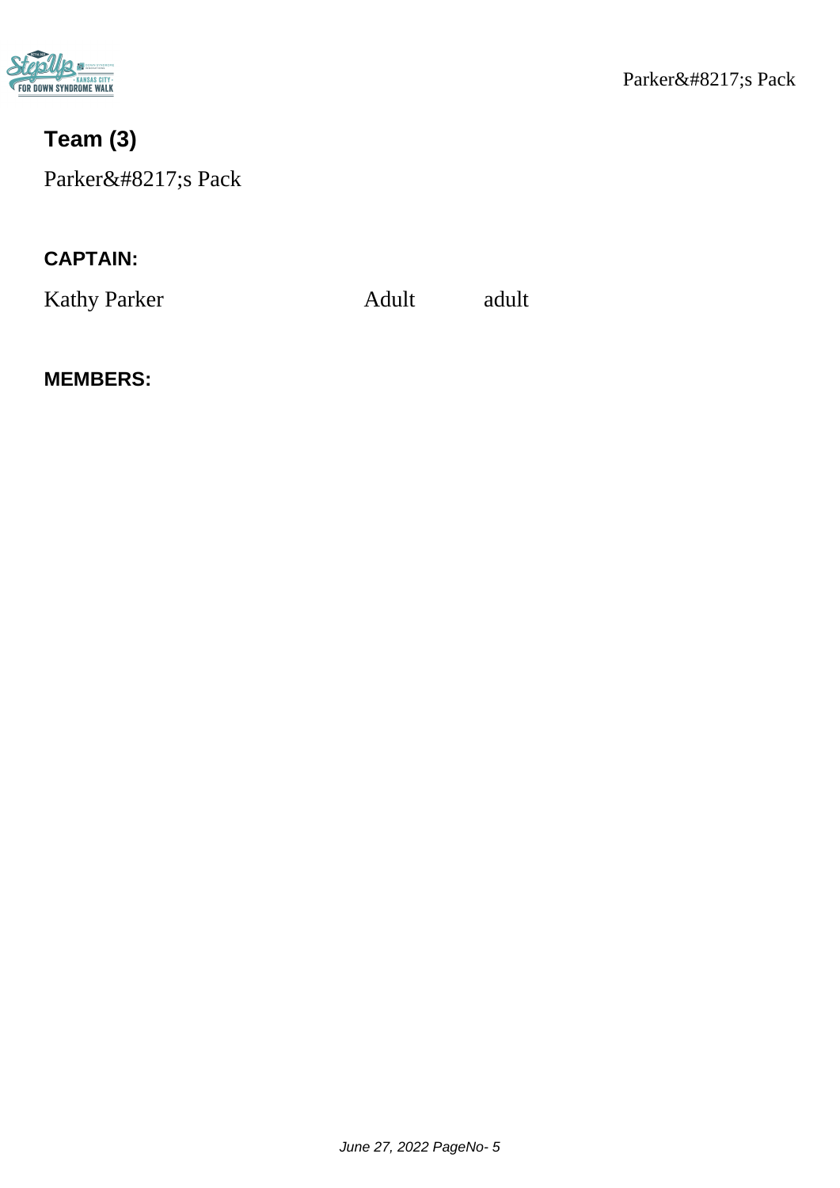## Team (3)

Parker&#8217;s Pack

### CAPTAIN:

| | | |
|---|---|---|
| Kathy Parker | Adult | adult |

### MEMBERS: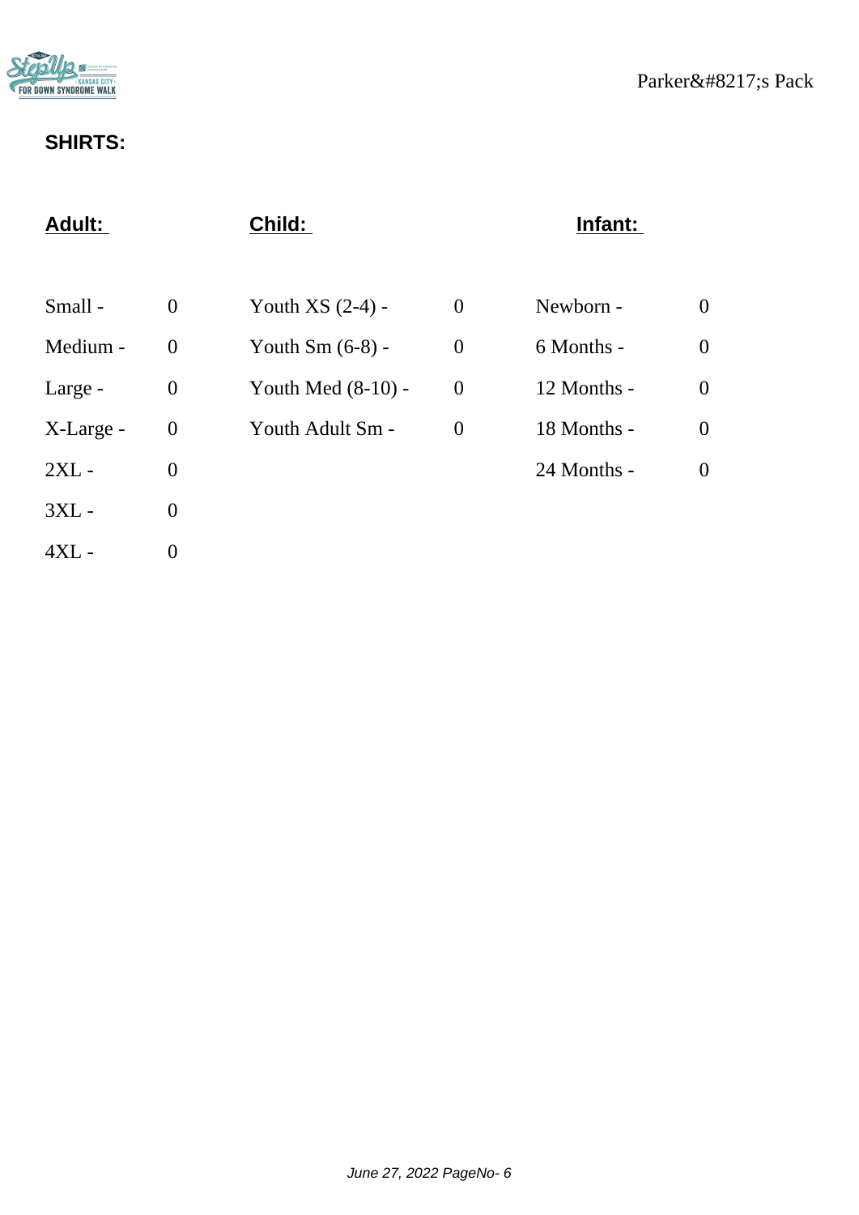Parker&#8217;s Pack

## SHIRTS:

| Adult: | | Child: | | Infant: | |
|---|---|---|---|---|---|
| Small - | 0 | Youth XS (2-4) - | 0 | Newborn - | 0 |
| Medium - | 0 | Youth Sm (6-8) - | 0 | 6 Months - | 0 |
| Large - | 0 | Youth Med (8-10) - | 0 | 12 Months - | 0 |
| X-Large - | 0 | Youth Adult Sm - | 0 | 18 Months - | 0 |
| 2XL - | 0 | | | 24 Months - | 0 |
| 3XL - | 0 | | | | |
| 4XL - | 0 | | | | |

*June 27, 2022*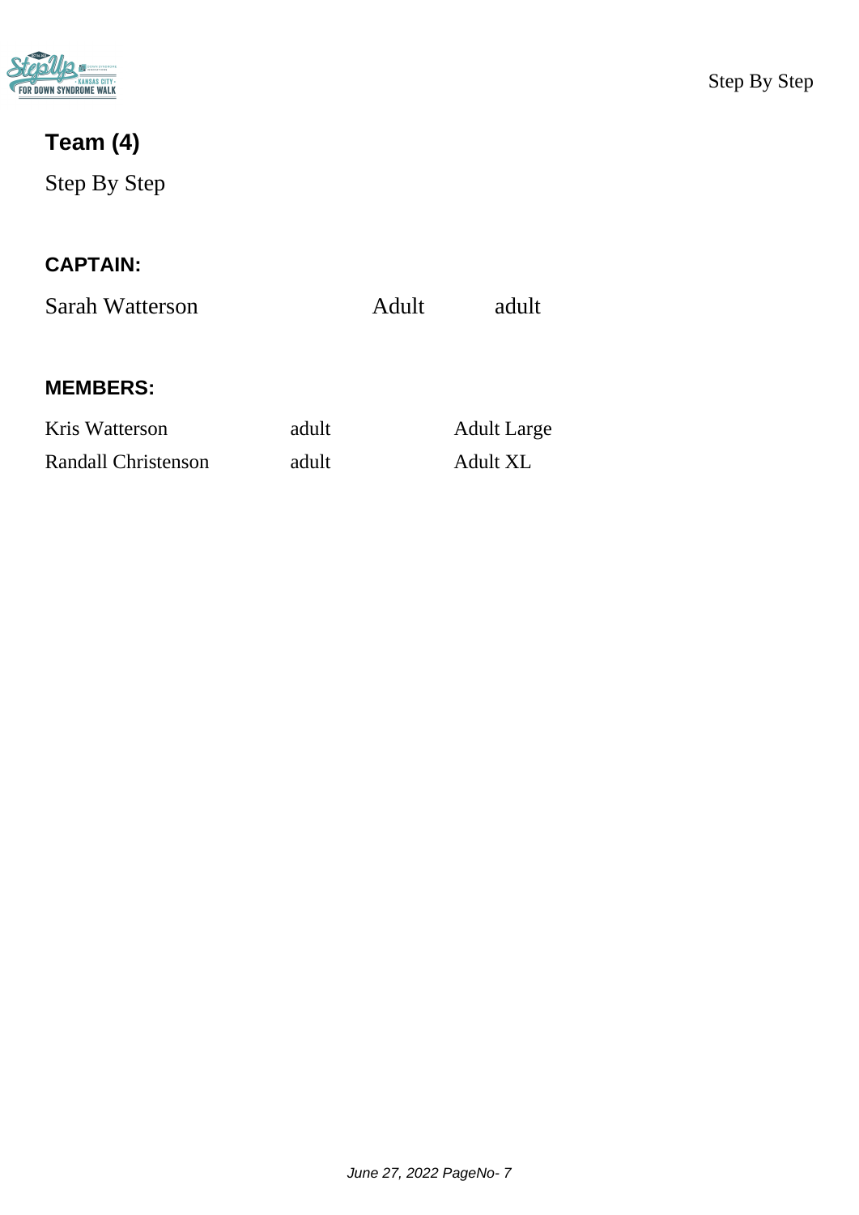## Team (4)

Step By Step

### CAPTAIN:

| | | |
|---|---|---|
| Sarah Watterson | Adult | adult |

### MEMBERS:

| | | |
|---|---|---|
| Kris Watterson | adult | Adult Large |
| Randall Christenson | adult | Adult XL |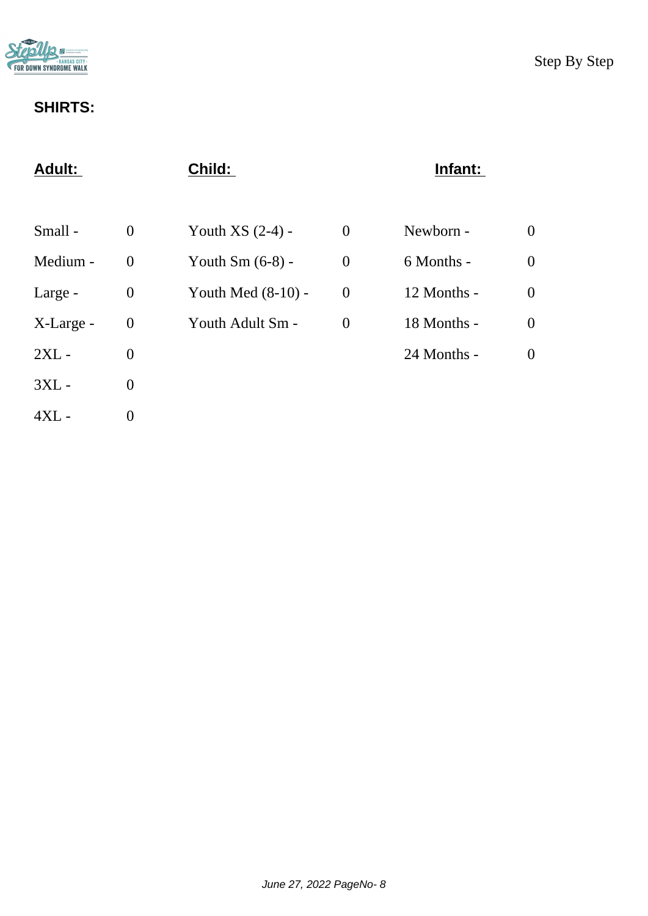## SHIRTS:

| Adult: | | Child: | | Infant: | |
|---|---|---|---|---|---|
| Small - | 0 | Youth XS (2-4) - | 0 | Newborn - | 0 |
| Medium - | 0 | Youth Sm (6-8) - | 0 | 6 Months - | 0 |
| Large - | 0 | Youth Med (8-10) - | 0 | 12 Months - | 0 |
| X-Large - | 0 | Youth Adult Sm - | 0 | 18 Months - | 0 |
| 2XL - | 0 | | | 24 Months - | 0 |
| 3XL - | 0 | | | | |
| 4XL - | 0 | | | | |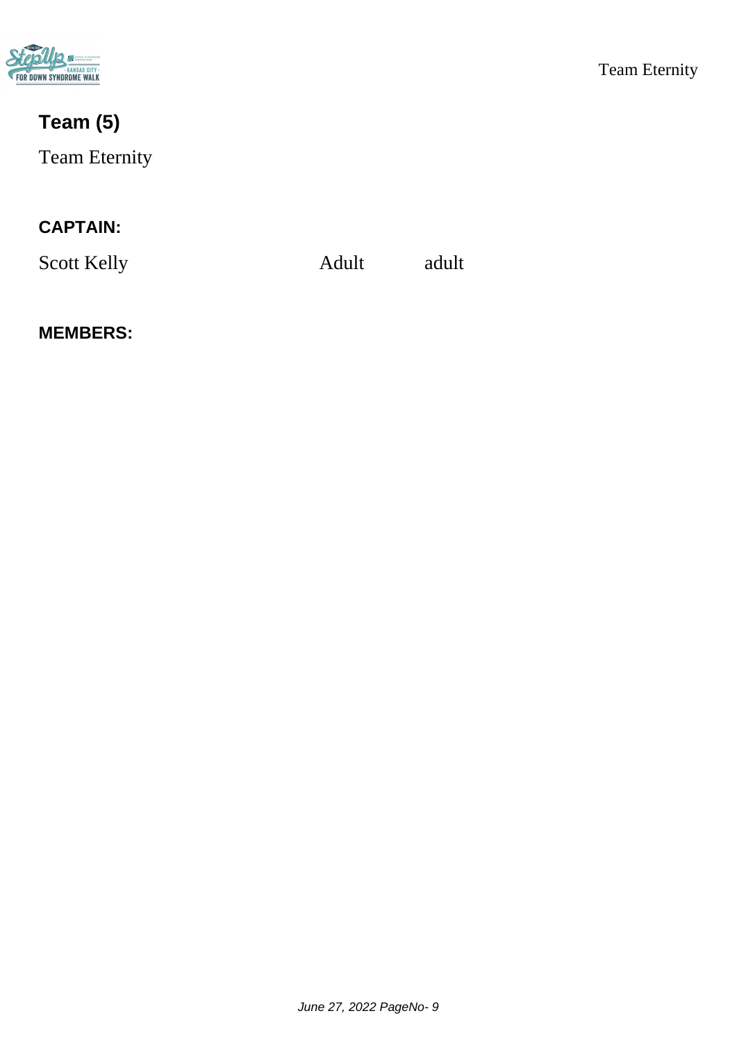## Team (5)

Team Eternity

### CAPTAIN:

| | | |
|---|---|---|
| Scott Kelly | Adult | adult |

### MEMBERS: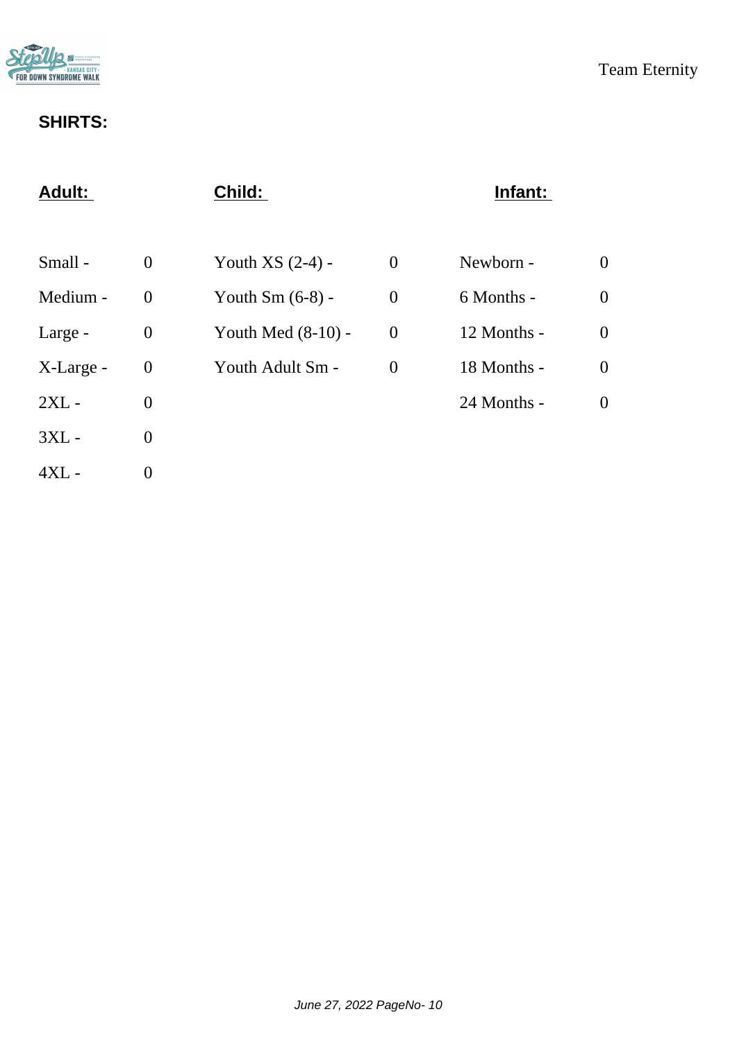## SHIRTS:

| Adult: | | Child: | | Infant: | |
|---|---|---|---|---|---|
| Small - | 0 | Youth XS (2-4) - | 0 | Newborn - | 0 |
| Medium - | 0 | Youth Sm (6-8) - | 0 | 6 Months - | 0 |
| Large - | 0 | Youth Med (8-10) - | 0 | 12 Months - | 0 |
| X-Large - | 0 | Youth Adult Sm - | 0 | 18 Months - | 0 |
| 2XL - | 0 | | | 24 Months - | 0 |
| 3XL - | 0 | | | | |
| 4XL - | 0 | | | | |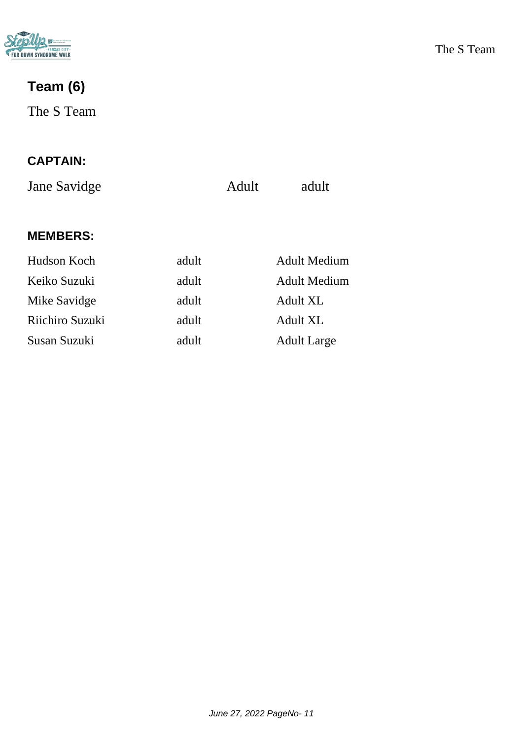## Team (6)

The S Team

### CAPTAIN:

| | | |
|---|---|---|
| Jane Savidge | Adult | adult |

### MEMBERS:

| | | |
|---|---|---|
| Hudson Koch | adult | Adult Medium |
| Keiko Suzuki | adult | Adult Medium |
| Mike Savidge | adult | Adult XL |
| Riichiro Suzuki | adult | Adult XL |
| Susan Suzuki | adult | Adult Large |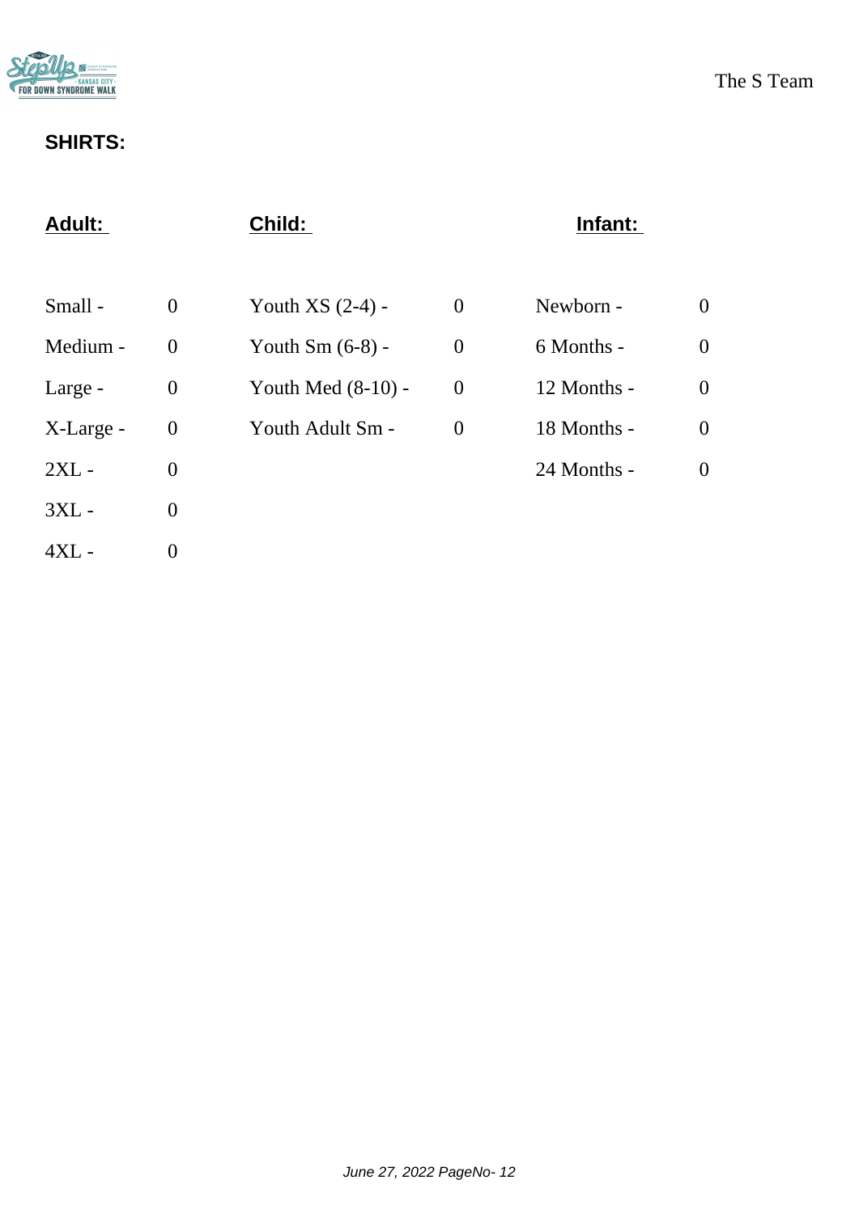## SHIRTS:

| Adult: | | Child: | | Infant: | |
|---|---|---|---|---|---|
| Small - | 0 | Youth XS (2-4) - | 0 | Newborn - | 0 |
| Medium - | 0 | Youth Sm (6-8) - | 0 | 6 Months - | 0 |
| Large - | 0 | Youth Med (8-10) - | 0 | 12 Months - | 0 |
| X-Large - | 0 | Youth Adult Sm - | 0 | 18 Months - | 0 |
| 2XL - | 0 | | | 24 Months - | 0 |
| 3XL - | 0 | | | | |
| 4XL - | 0 | | | | |